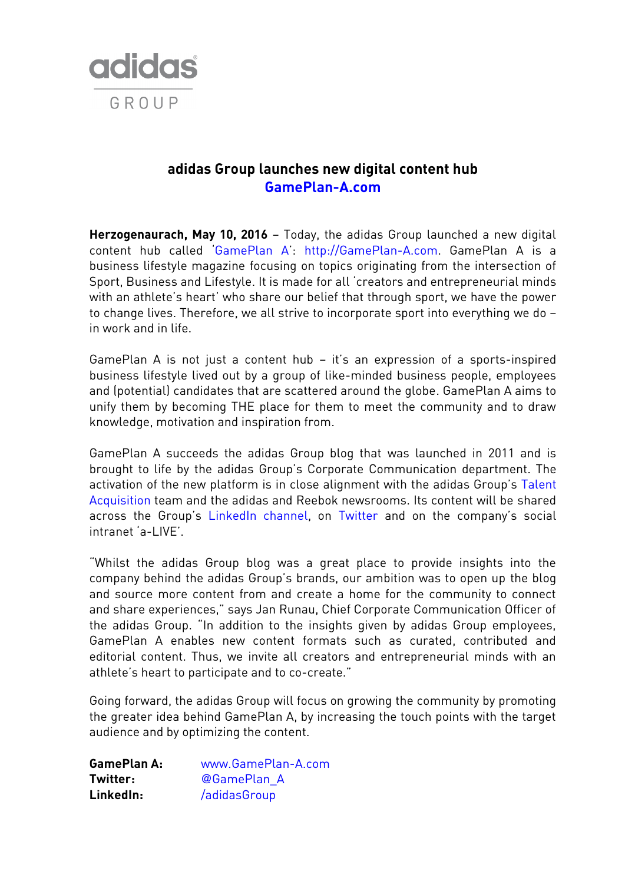adidas GROUP

# adidas Group launches new digital content hub GamePlan-A.com

**Herzogenaurach, May 10, 2016** – Today, the adidas Group launched a new digital content hub called 'GamePlan A': http://GamePlan-A.com. GamePlan A is a business lifestyle magazine focusing on topics originating from the intersection of Sport, Business and Lifestyle. It is made for all 'creators and entrepreneurial minds with an athlete's heart' who share our belief that through sport, we have the power to change lives. Therefore, we all strive to incorporate sport into everything we do – in work and in life.

GamePlan A is not just a content hub – it's an expression of a sports-inspired business lifestyle lived out by a group of like-minded business people, employees and (potential) candidates that are scattered around the globe. GamePlan A aims to unify them by becoming THE place for them to meet the community and to draw knowledge, motivation and inspiration from.

GamePlan A succeeds the adidas Group blog that was launched in 2011 and is brought to life by the adidas Group's Corporate Communication department. The activation of the new platform is in close alignment with the adidas Group's Talent Acquisition team and the adidas and Reebok newsrooms. Its content will be shared across the Group's LinkedIn channel, on Twitter and on the company's social intranet 'a-LIVE'.

"Whilst the adidas Group blog was a great place to provide insights into the company behind the adidas Group's brands, our ambition was to open up the blog and source more content from and create a home for the community to connect and share experiences," says Jan Runau, Chief Corporate Communication Officer of the adidas Group. "In addition to the insights given by adidas Group employees, GamePlan A enables new content formats such as curated, contributed and editorial content. Thus, we invite all creators and entrepreneurial minds with an athlete's heart to participate and to co-create."

Going forward, the adidas Group will focus on growing the community by promoting the greater idea behind GamePlan A, by increasing the touch points with the target audience and by optimizing the content.

**GamePlan A:** www.GamePlan-A.com
**Twitter:** @GamePlan_A
**LinkedIn:** /adidasGroup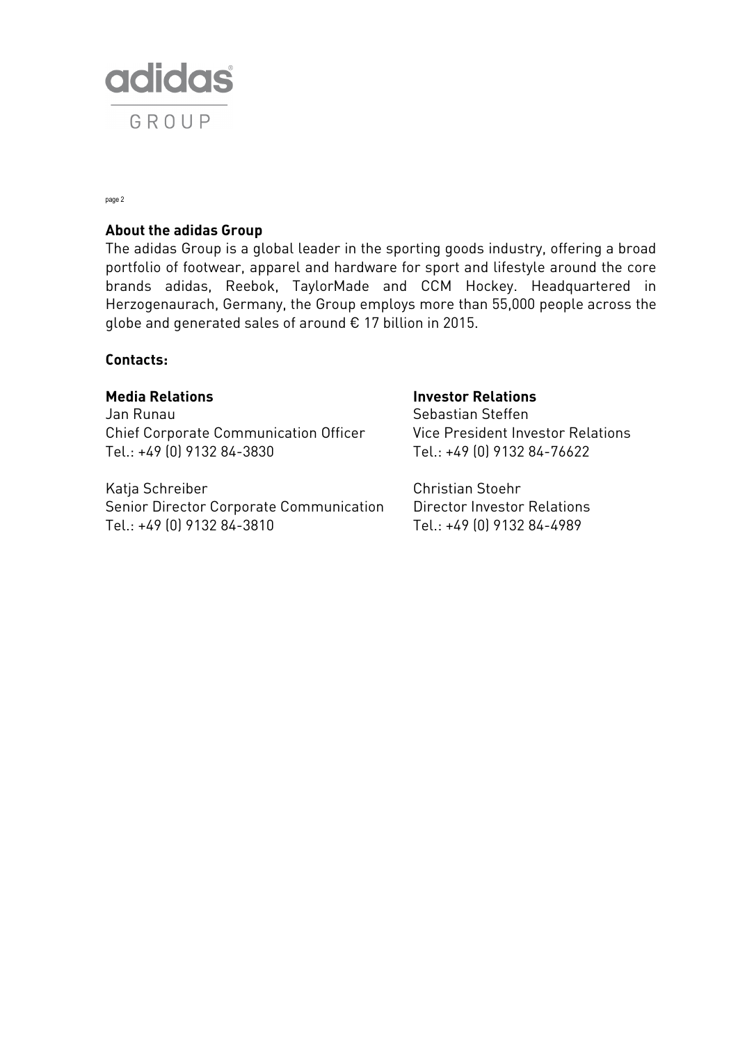**About the adidas Group**

The adidas Group is a global leader in the sporting goods industry, offering a broad portfolio of footwear, apparel and hardware for sport and lifestyle around the core brands adidas, Reebok, TaylorMade and CCM Hockey. Headquartered in Herzogenaurach, Germany, the Group employs more than 55,000 people across the globe and generated sales of around € 17 billion in 2015.

**Contacts:**

**Media Relations**

Jan Runau
Chief Corporate Communication Officer
Tel.: +49 (0) 9132 84-3830

Katja Schreiber
Senior Director Corporate Communication
Tel.: +49 (0) 9132 84-3810

**Investor Relations**

Sebastian Steffen
Vice President Investor Relations
Tel.: +49 (0) 9132 84-76622

Christian Stoehr
Director Investor Relations
Tel.: +49 (0) 9132 84-4989